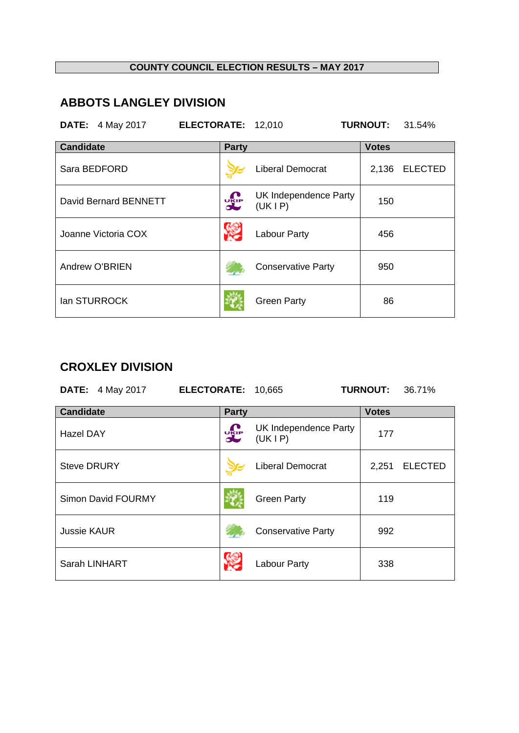# COUNTY COUNCIL ELECTION RESULTS – MAY 2017

## ABBOTS LANGLEY DIVISION

**DATE:** 4 May 2017 **ELECTORATE:** 12,010 **TURNOUT:** 31.54%

| Candidate | Party | Votes |
|---|---|---|
| Sara BEDFORD | Liberal Democrat | 2,136 ELECTED |
| David Bernard BENNETT | UK Independence Party (UK I P) | 150 |
| Joanne Victoria COX | Labour Party | 456 |
| Andrew O'BRIEN | Conservative Party | 950 |
| Ian STURROCK | Green Party | 86 |

## CROXLEY DIVISION

**DATE:** 4 May 2017 **ELECTORATE:** 10,665 **TURNOUT:** 36.71%

| Candidate | Party | Votes |
|---|---|---|
| Hazel DAY | UK Independence Party (UK I P) | 177 |
| Steve DRURY | Liberal Democrat | 2,251 ELECTED |
| Simon David FOURMY | Green Party | 119 |
| Jussie KAUR | Conservative Party | 992 |
| Sarah LINHART | Labour Party | 338 |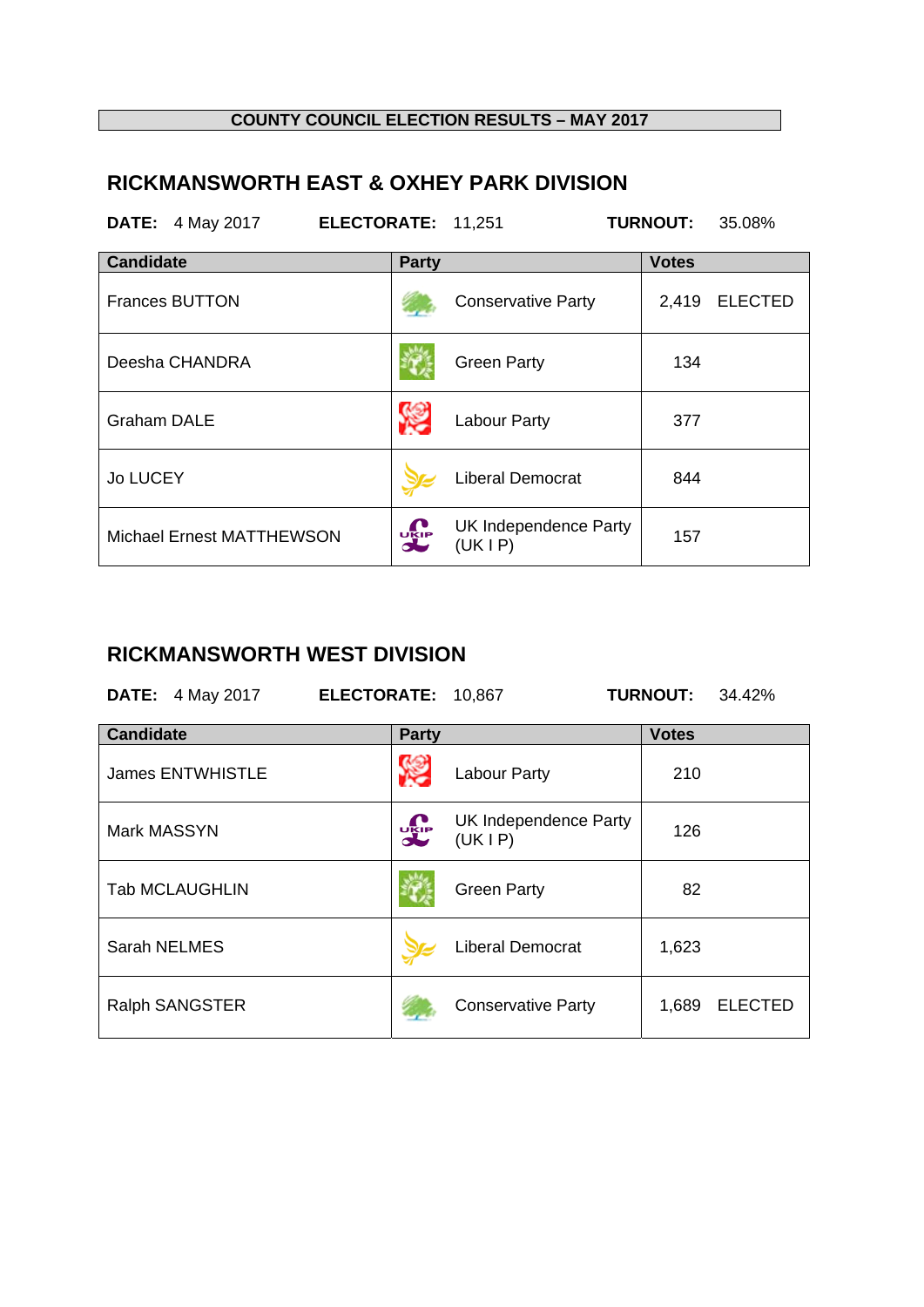**COUNTY COUNCIL ELECTION RESULTS – MAY 2017**

## RICKMANSWORTH EAST & OXHEY PARK DIVISION

**DATE:** 4 May 2017 **ELECTORATE:** 11,251 **TURNOUT:** 35.08%

| Candidate | Party | Votes |
|---|---|---|
| Frances BUTTON | Conservative Party | 2,419 ELECTED |
| Deesha CHANDRA | Green Party | 134 |
| Graham DALE | Labour Party | 377 |
| Jo LUCEY | Liberal Democrat | 844 |
| Michael Ernest MATTHEWSON | UK Independence Party (UK I P) | 157 |

## RICKMANSWORTH WEST DIVISION

**DATE:** 4 May 2017 **ELECTORATE:** 10,867 **TURNOUT:** 34.42%

| Candidate | Party | Votes |
|---|---|---|
| James ENTWHISTLE | Labour Party | 210 |
| Mark MASSYN | UK Independence Party (UK I P) | 126 |
| Tab MCLAUGHLIN | Green Party | 82 |
| Sarah NELMES | Liberal Democrat | 1,623 |
| Ralph SANGSTER | Conservative Party | 1,689 ELECTED |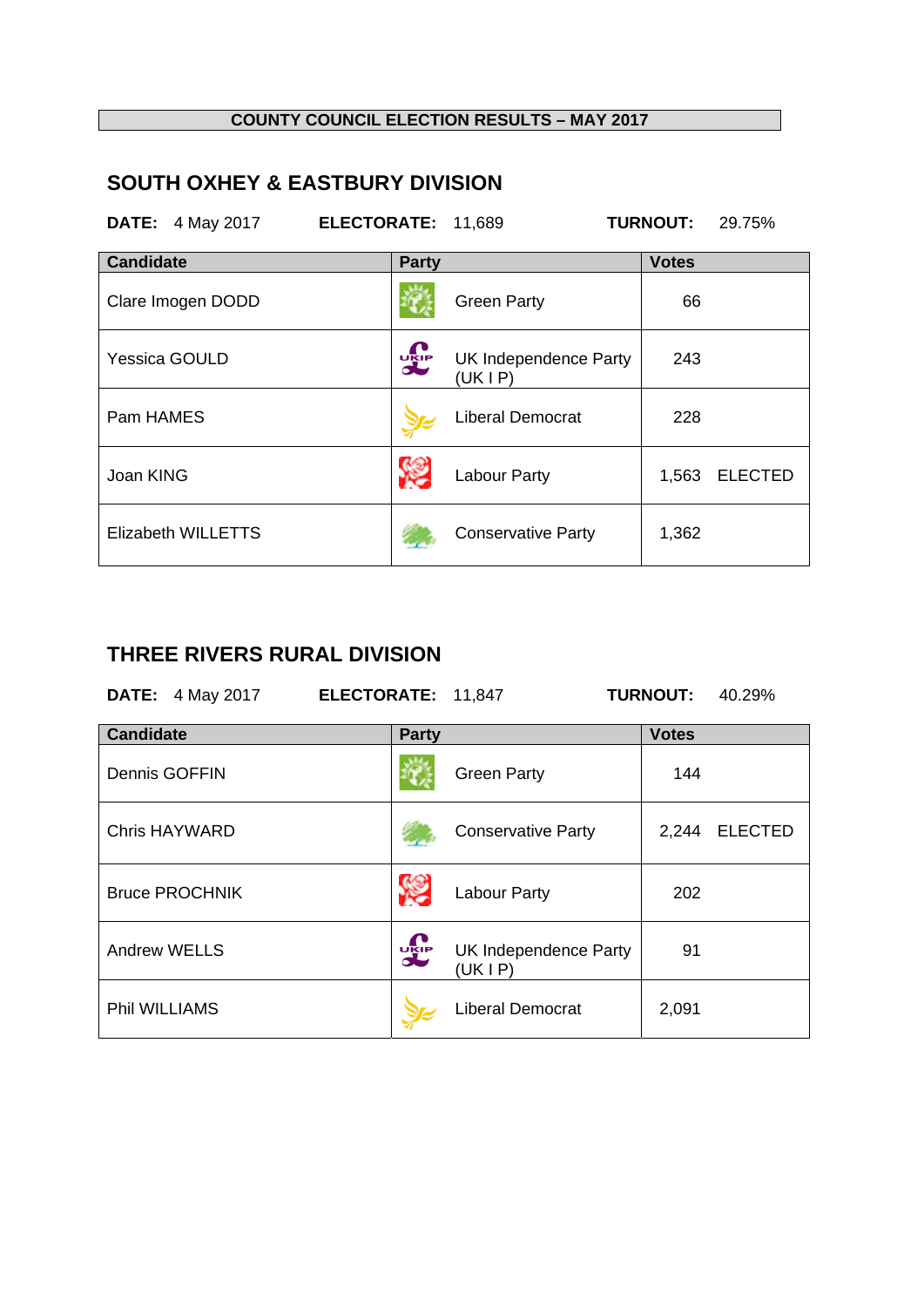**COUNTY COUNCIL ELECTION RESULTS – MAY 2017**

## SOUTH OXHEY & EASTBURY DIVISION

**DATE:** 4 May 2017 **ELECTORATE:** 11,689 **TURNOUT:** 29.75%

| Candidate | Party | Votes |
|---|---|---|
| Clare Imogen DODD | Green Party | 66 |
| Yessica GOULD | UK Independence Party (UK I P) | 243 |
| Pam HAMES | Liberal Democrat | 228 |
| Joan KING | Labour Party | 1,563 ELECTED |
| Elizabeth WILLETTS | Conservative Party | 1,362 |

## THREE RIVERS RURAL DIVISION

**DATE:** 4 May 2017 **ELECTORATE:** 11,847 **TURNOUT:** 40.29%

| Candidate | Party | Votes |
|---|---|---|
| Dennis GOFFIN | Green Party | 144 |
| Chris HAYWARD | Conservative Party | 2,244 ELECTED |
| Bruce PROCHNIK | Labour Party | 202 |
| Andrew WELLS | UK Independence Party (UK I P) | 91 |
| Phil WILLIAMS | Liberal Democrat | 2,091 |